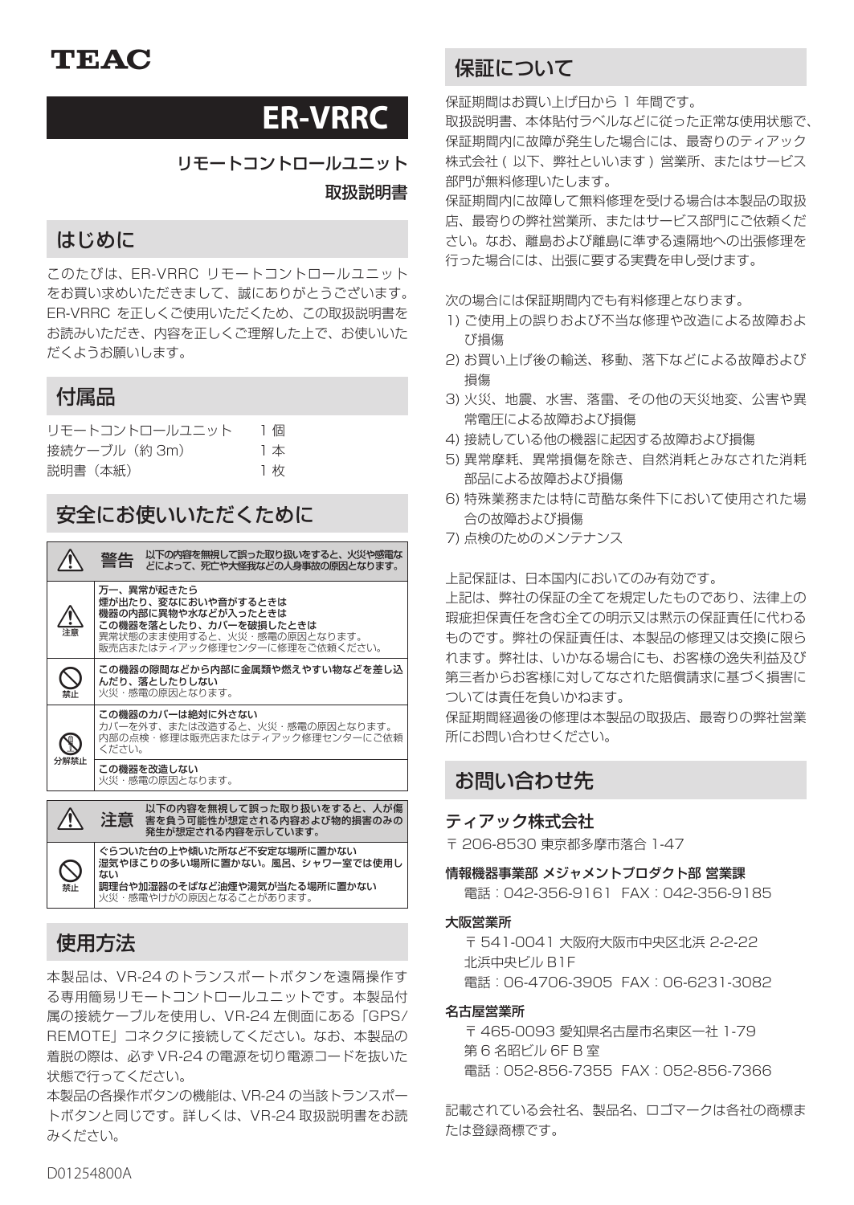TEAC

# ER-VRRC

リモートコントロールユニット

取扱説明書

## はじめに

このたびは、ER-VRRC リモートコントロールユニットをお買い求めいただきまして、誠にありがとうございます。ER-VRRC を正しくご使用いただくため、この取扱説明書をお読みいただき、内容を正しくご理解した上で、お使いいただくようお願いします。

## 付属品

| | |
|---|---|
| リモートコントロールユニット | 1 個 |
| 接続ケーブル（約 3m） | 1 本 |
| 説明書（本紙） | 1 枚 |

## 安全にお使いいただくために

| ⚠ 警告 | 以下の内容を無視して誤った取り扱いをすると、火災や感電などによって、死亡や大怪我などの人身事故の原因となります。 |
|---|---|
| 注意 | **万一、異常が起きたら**<br>**煙が出たり、変なにおいや音がするときは**<br>**機器の内部に異物や水などが入ったときは**<br>**この機器を落としたり、カバーを破損したときは**<br>異常状態のまま使用すると、火災・感電の原因となります。<br>販売店またはティアック修理センターに修理をご依頼ください。 |
| 禁止 | **この機器の隙間などから内部に金属類や燃えやすい物などを差し込んだり、落としたりしない**<br>火災・感電の原因となります。 |
| 分解禁止 | **この機器のカバーは絶対に外さない**<br>カバーを外す、または改造すると、火災・感電の原因となります。内部の点検・修理は販売店またはティアック修理センターにご依頼ください。 |
| | **この機器を改造しない**<br>火災・感電の原因となります。 |

| ⚠ 注意 | 以下の内容を無視して誤った取り扱いをすると、人が傷害を負う可能性が想定される内容および物的損害のみの発生が想定される内容を示しています。 |
|---|---|
| 禁止 | **ぐらついた台の上や傾いた所など不安定な場所に置かない**<br>**湿気やほこりの多い場所に置かない。風呂、シャワー室では使用しない**<br>**調理台や加湿器のそばなど油煙や湯気が当たる場所に置かない**<br>火災・感電やけがの原因となることがあります。 |

## 使用方法

本製品は、VR-24 のトランスポートボタンを遠隔操作する専用簡易リモートコントロールユニットです。本製品付属の接続ケーブルを使用し、VR-24 左側面にある「GPS/REMOTE」コネクタに接続してください。なお、本製品の着脱の際は、必ず VR-24 の電源を切り電源コードを抜いた状態で行ってください。

本製品の各操作ボタンの機能は、VR-24 の当該トランスポートボタンと同じです。詳しくは、VR-24 取扱説明書をお読みください。

## 保証について

保証期間はお買い上げ日から 1 年間です。

取扱説明書、本体貼付ラベルなどに従った正常な使用状態で、保証期間内に故障が発生した場合には、最寄りのティアック株式会社（以下、弊社といいます）営業所、またはサービス部門が無料修理いたします。

保証期間内に故障して無料修理を受ける場合は本製品の取扱店、最寄りの弊社営業所、またはサービス部門にご依頼ください。なお、離島および離島に準ずる遠隔地への出張修理を行った場合には、出張に要する実費を申し受けます。

次の場合には保証期間内でも有料修理となります。

1) ご使用上の誤りおよび不当な修理や改造による故障および損傷
2) お買い上げ後の輸送、移動、落下などによる故障および損傷
3) 火災、地震、水害、落雷、その他の天災地変、公害や異常電圧による故障および損傷
4) 接続している他の機器に起因する故障および損傷
5) 異常摩耗、異常損傷を除き、自然消耗とみなされた消耗部品による故障および損傷
6) 特殊業務または特に苛酷な条件下において使用された場合の故障および損傷
7) 点検のためのメンテナンス

上記保証は、日本国内においてのみ有効です。

上記は、弊社の保証の全てを規定したものであり、法律上の瑕疵担保責任を含む全ての明示又は黙示の保証責任に代わるものです。弊社の保証責任は、本製品の修理又は交換に限られます。弊社は、いかなる場合にも、お客様の逸失利益及び第三者からお客様に対してなされた賠償請求に基づく損害については責任を負いかねます。

保証期間経過後の修理は本製品の取扱店、最寄りの弊社営業所にお問い合わせください。

## お問い合わせ先

### ティアック株式会社

〒 206-8530 東京都多摩市落合 1-47

**情報機器事業部 メジャメントプロダクト部 営業課**
電話：042-356-9161　FAX：042-356-9185

**大阪営業所**
〒 541-0041 大阪府大阪市中央区北浜 2-2-22
北浜中央ビル B1F
電話：06-4706-3905　FAX：06-6231-3082

**名古屋営業所**
〒 465-0093 愛知県名古屋市名東区一社 1-79
第 6 名昭ビル 6F B 室
電話：052-856-7355　FAX：052-856-7366

記載されている会社名、製品名、ロゴマークは各社の商標または登録商標です。

D01254800A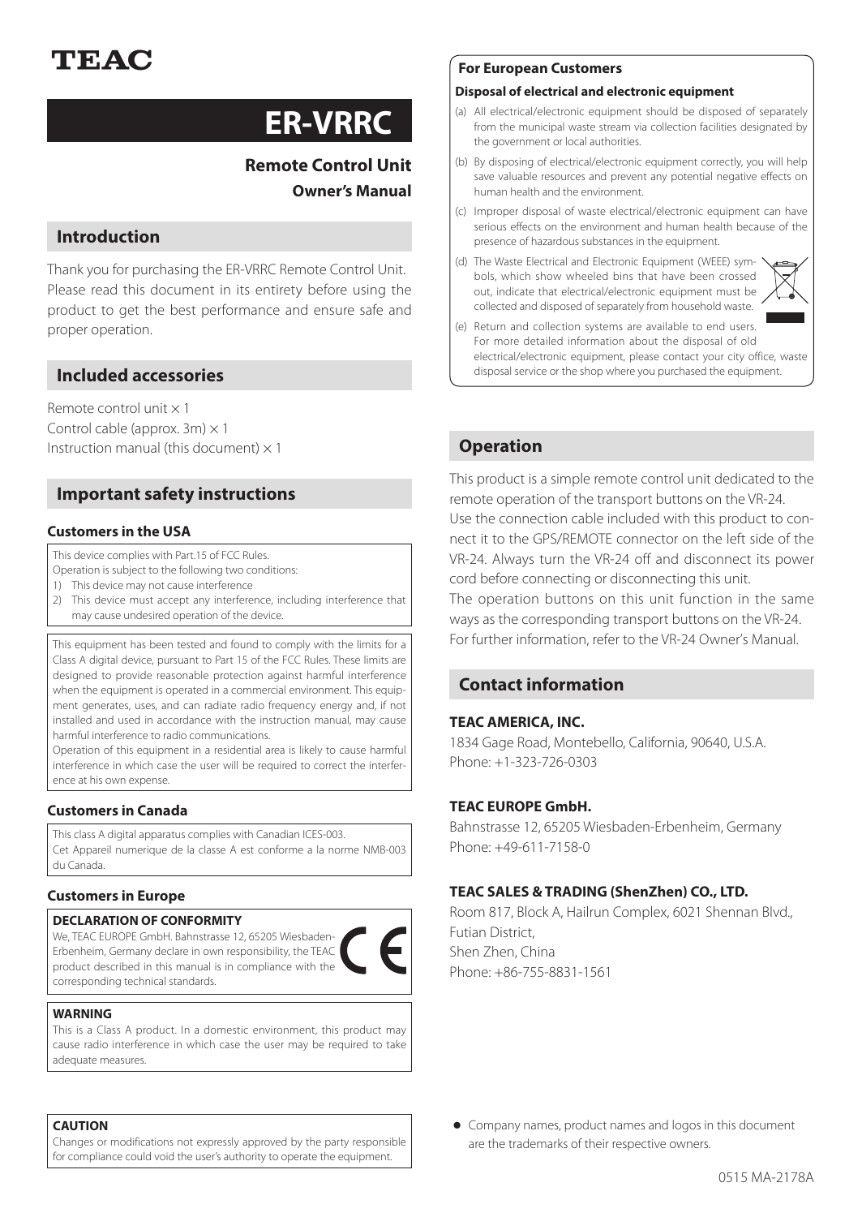# TEAC

# ER-VRRC

## Remote Control Unit

### Owner's Manual

## Introduction

Thank you for purchasing the ER-VRRC Remote Control Unit. Please read this document in its entirety before using the product to get the best performance and ensure safe and proper operation.

## Included accessories

Remote control unit × 1
Control cable (approx. 3m) × 1
Instruction manual (this document) × 1

## Important safety instructions

### Customers in the USA

This device complies with Part.15 of FCC Rules.
Operation is subject to the following two conditions:

1) This device may not cause interference
2) This device must accept any interference, including interference that may cause undesired operation of the device.

This equipment has been tested and found to comply with the limits for a Class A digital device, pursuant to Part 15 of the FCC Rules. These limits are designed to provide reasonable protection against harmful interference when the equipment is operated in a commercial environment. This equipment generates, uses, and can radiate radio frequency energy and, if not installed and used in accordance with the instruction manual, may cause harmful interference to radio communications.
Operation of this equipment in a residential area is likely to cause harmful interference in which case the user will be required to correct the interference at his own expense.

### Customers in Canada

This class A digital apparatus complies with Canadian ICES-003.
Cet Appareil numerique de la classe A est conforme a la norme NMB-003 du Canada.

### Customers in Europe

**DECLARATION OF CONFORMITY**

We, TEAC EUROPE GmbH. Bahnstrasse 12, 65205 Wiesbaden-Erbenheim, Germany declare in own responsibility, the TEAC product described in this manual is in compliance with the corresponding technical standards.

**WARNING**

This is a Class A product. In a domestic environment, this product may cause radio interference in which case the user may be required to take adequate measures.

**CAUTION**

Changes or modifications not expressly approved by the party responsible for compliance could void the user's authority to operate the equipment.

**For European Customers**

**Disposal of electrical and electronic equipment**

(a) All electrical/electronic equipment should be disposed of separately from the municipal waste stream via collection facilities designated by the government or local authorities.

(b) By disposing of electrical/electronic equipment correctly, you will help save valuable resources and prevent any potential negative effects on human health and the environment.

(c) Improper disposal of waste electrical/electronic equipment can have serious effects on the environment and human health because of the presence of hazardous substances in the equipment.

(d) The Waste Electrical and Electronic Equipment (WEEE) symbols, which show wheeled bins that have been crossed out, indicate that electrical/electronic equipment must be collected and disposed of separately from household waste.

(e) Return and collection systems are available to end users. For more detailed information about the disposal of old electrical/electronic equipment, please contact your city office, waste disposal service or the shop where you purchased the equipment.

## Operation

This product is a simple remote control unit dedicated to the remote operation of the transport buttons on the VR-24.
Use the connection cable included with this product to connect it to the GPS/REMOTE connector on the left side of the VR-24. Always turn the VR-24 off and disconnect its power cord before connecting or disconnecting this unit.
The operation buttons on this unit function in the same ways as the corresponding transport buttons on the VR-24.
For further information, refer to the VR-24 Owner's Manual.

## Contact information

**TEAC AMERICA, INC.**

1834 Gage Road, Montebello, California, 90640, U.S.A.
Phone: +1-323-726-0303

**TEAC EUROPE GmbH.**

Bahnstrasse 12, 65205 Wiesbaden-Erbenheim, Germany
Phone: +49-611-7158-0

**TEAC SALES & TRADING (ShenZhen) CO., LTD.**

Room 817, Block A, Hailrun Complex, 6021 Shennan Blvd., Futian District,
Shen Zhen, China
Phone: +86-755-8831-1561

- Company names, product names and logos in this document are the trademarks of their respective owners.

0515 MA-2178A